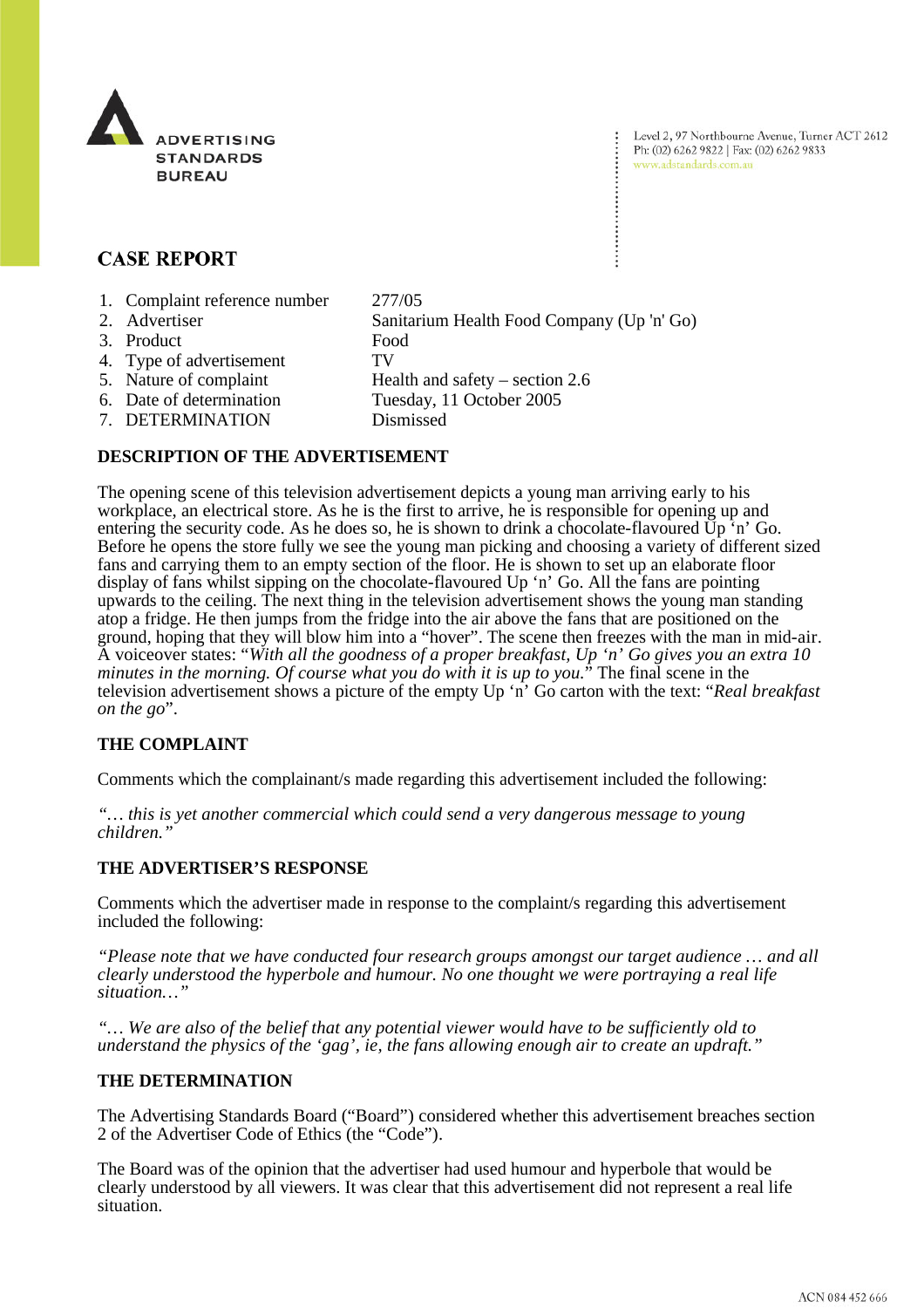ADVERTISING STANDARDS BUREAU

Level 2, 97 Northbourne Avenue, Turner ACT 2612
Ph: (02) 6262 9822 | Fax: (02) 6262 9833
www.adstandards.com.au

# CASE REPORT

1. Complaint reference number 277/05
2. Advertiser Sanitarium Health Food Company (Up 'n' Go)
3. Product Food
4. Type of advertisement TV
5. Nature of complaint Health and safety – section 2.6
6. Date of determination Tuesday, 11 October 2005
7. DETERMINATION Dismissed

### DESCRIPTION OF THE ADVERTISEMENT

The opening scene of this television advertisement depicts a young man arriving early to his workplace, an electrical store. As he is the first to arrive, he is responsible for opening up and entering the security code. As he does so, he is shown to drink a chocolate-flavoured Up 'n' Go. Before he opens the store fully we see the young man picking and choosing a variety of different sized fans and carrying them to an empty section of the floor. He is shown to set up an elaborate floor display of fans whilst sipping on the chocolate-flavoured Up 'n' Go. All the fans are pointing upwards to the ceiling. The next thing in the television advertisement shows the young man standing atop a fridge. He then jumps from the fridge into the air above the fans that are positioned on the ground, hoping that they will blow him into a "hover". The scene then freezes with the man in mid-air. A voiceover states: "*With all the goodness of a proper breakfast, Up 'n' Go gives you an extra 10 minutes in the morning. Of course what you do with it is up to you.*" The final scene in the television advertisement shows a picture of the empty Up 'n' Go carton with the text: "*Real breakfast on the go*".

### THE COMPLAINT

Comments which the complainant/s made regarding this advertisement included the following:

*"… this is yet another commercial which could send a very dangerous message to young children."*

### THE ADVERTISER'S RESPONSE

Comments which the advertiser made in response to the complaint/s regarding this advertisement included the following:

*"Please note that we have conducted four research groups amongst our target audience … and all clearly understood the hyperbole and humour. No one thought we were portraying a real life situation…"*

*"… We are also of the belief that any potential viewer would have to be sufficiently old to understand the physics of the 'gag', ie, the fans allowing enough air to create an updraft."*

### THE DETERMINATION

The Advertising Standards Board ("Board") considered whether this advertisement breaches section 2 of the Advertiser Code of Ethics (the "Code").

The Board was of the opinion that the advertiser had used humour and hyperbole that would be clearly understood by all viewers. It was clear that this advertisement did not represent a real life situation.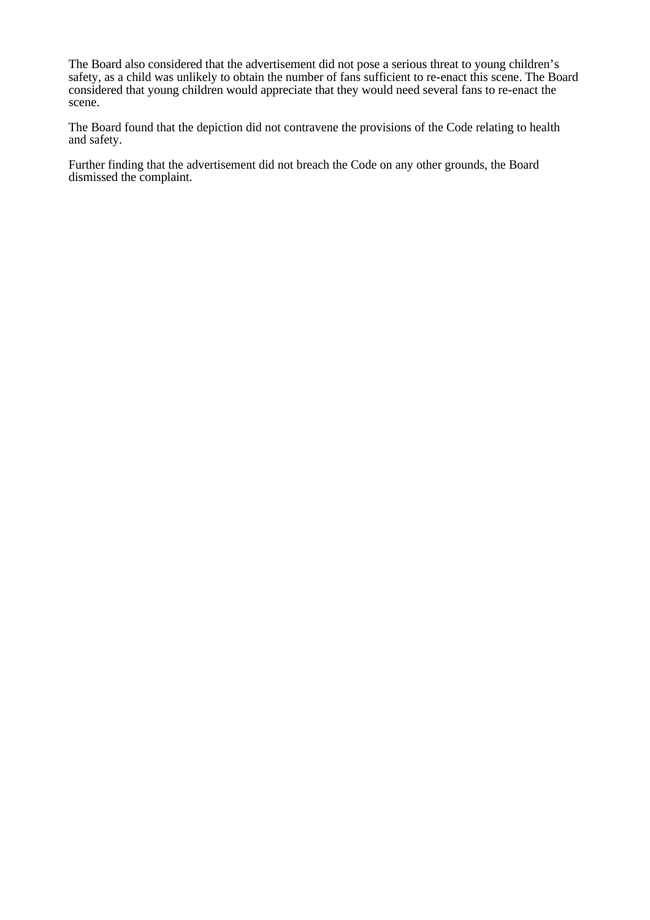The Board also considered that the advertisement did not pose a serious threat to young children's safety, as a child was unlikely to obtain the number of fans sufficient to re-enact this scene. The Board considered that young children would appreciate that they would need several fans to re-enact the scene.

The Board found that the depiction did not contravene the provisions of the Code relating to health and safety.

Further finding that the advertisement did not breach the Code on any other grounds, the Board dismissed the complaint.